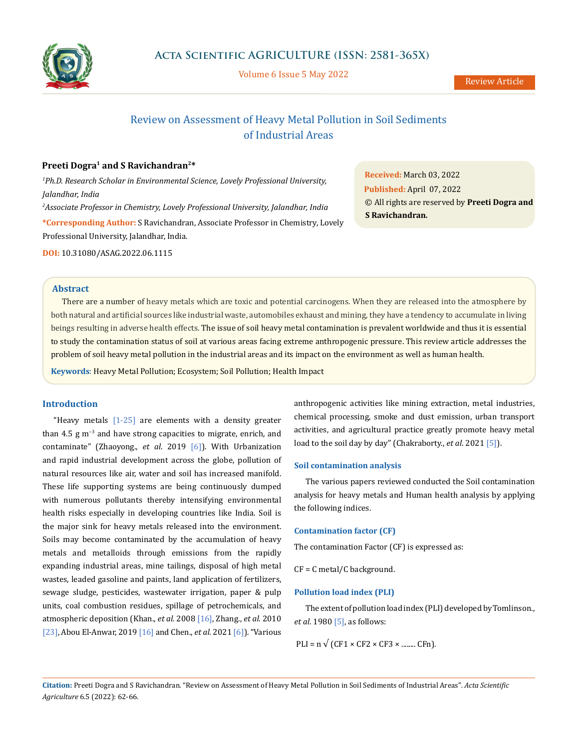# Review on Assessment of Heavy Metal Pollution in Soil Sediments of Industrial Areas

**Preeti Dogra[1] and S Ravichandran[2]***

*[1]Ph.D. Research Scholar in Environmental Science, Lovely Professional University, Jalandhar, India*

*[2]Associate Professor in Chemistry, Lovely Professional University, Jalandhar, India*

***Corresponding Author:** S Ravichandran, Associate Professor in Chemistry, Lovely Professional University, Jalandhar, India.

**DOI:** 10.31080/ASAG.2022.06.1115

**Received:** March 03, 2022
**Published:** April 07, 2022
© All rights are reserved by **Preeti Dogra and S Ravichandran.**

## Abstract

There are a number of heavy metals which are toxic and potential carcinogens. When they are released into the atmosphere by both natural and artificial sources like industrial waste, automobiles exhaust and mining, they have a tendency to accumulate in living beings resulting in adverse health effects. The issue of soil heavy metal contamination is prevalent worldwide and thus it is essential to study the contamination status of soil at various areas facing extreme anthropogenic pressure. This review article addresses the problem of soil heavy metal pollution in the industrial areas and its impact on the environment as well as human health.

**Keywords**: Heavy Metal Pollution; Ecosystem; Soil Pollution; Health Impact

## Introduction

"Heavy metals [1-25] are elements with a density greater than 4.5 g $m^{-3}$ and have strong capacities to migrate, enrich, and contaminate" (Zhaoyong., *et al.* 2019 [6]). With Urbanization and rapid industrial development across the globe, pollution of natural resources like air, water and soil has increased manifold. These life supporting systems are being continuously dumped with numerous pollutants thereby intensifying environmental health risks especially in developing countries like India. Soil is the major sink for heavy metals released into the environment. Soils may become contaminated by the accumulation of heavy metals and metalloids through emissions from the rapidly expanding industrial areas, mine tailings, disposal of high metal wastes, leaded gasoline and paints, land application of fertilizers, sewage sludge, pesticides, wastewater irrigation, paper & pulp units, coal combustion residues, spillage of petrochemicals, and atmospheric deposition (Khan., *et al.* 2008 [16], Zhang., *et al.* 2010 [23], Abou El-Anwar, 2019 [16] and Chen., *et al.* 2021 [6]). "Various anthropogenic activities like mining extraction, metal industries, chemical processing, smoke and dust emission, urban transport activities, and agricultural practice greatly promote heavy metal load to the soil day by day" (Chakraborty., *et al.* 2021 [5]).

### Soil contamination analysis

The various papers reviewed conducted the Soil contamination analysis for heavy metals and Human health analysis by applying the following indices.

### Contamination factor (CF)

The contamination Factor (CF) is expressed as:

CF = C metal/C background.

### Pollution load index (PLI)

The extent of pollution load index (PLI) developed by Tomlinson., *et al.* 1980 [5], as follows:

PLI = n √ (CF1 × CF2 × CF3 × ........ CFn).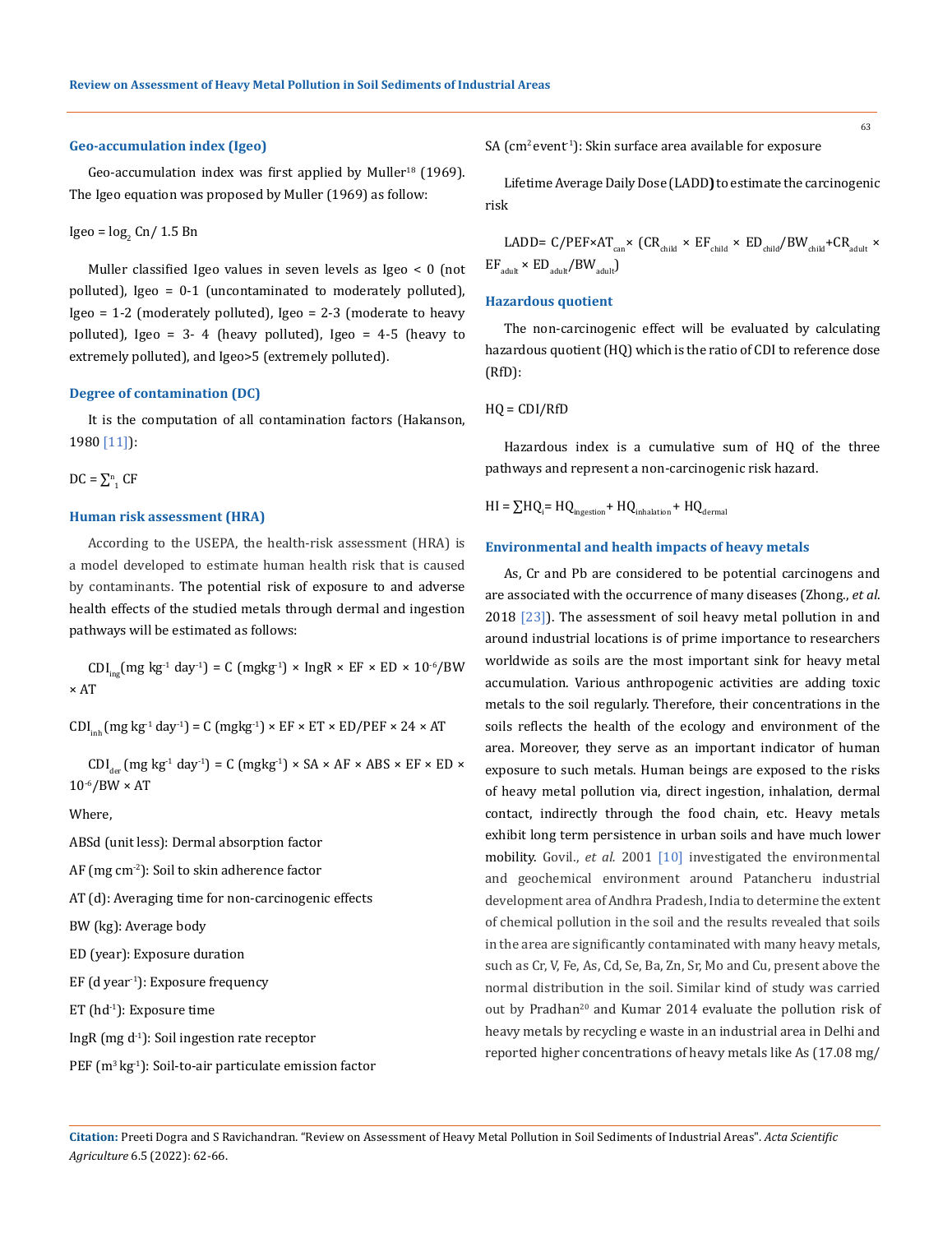### Geo-accumulation index (Igeo)

Geo-accumulation index was first applied by Muller[18] (1969). The Igeo equation was proposed by Muller (1969) as follow:

$$Igeo = \log_2 Cn / 1.5\, Bn$$

Muller classified Igeo values in seven levels as Igeo < 0 (not polluted), Igeo = 0-1 (uncontaminated to moderately polluted), Igeo = 1-2 (moderately polluted), Igeo = 2-3 (moderate to heavy polluted), Igeo = 3- 4 (heavy polluted), Igeo = 4-5 (heavy to extremely polluted), and Igeo>5 (extremely polluted).

### Degree of contamination (DC)

It is the computation of all contamination factors (Hakanson, 1980 [11]):

$$DC = \sum_{1}^{n} CF$$

### Human risk assessment (HRA)

According to the USEPA, the health-risk assessment (HRA) is a model developed to estimate human health risk that is caused by contaminants. The potential risk of exposure to and adverse health effects of the studied metals through dermal and ingestion pathways will be estimated as follows:

$$CDI_{ing}(\text{mg kg}^{-1}\text{ day}^{-1}) = C\ (\text{mgkg}^{-1}) \times IngR \times EF \times ED \times 10^{-6}/BW \times AT$$

$$CDI_{inh}(\text{mg kg}^{-1}\text{ day}^{-1}) = C\ (\text{mgkg}^{-1}) \times EF \times ET \times ED/PEF \times 24 \times AT$$

$$CDI_{der}(\text{mg kg}^{-1}\text{ day}^{-1}) = C\ (\text{mgkg}^{-1}) \times SA \times AF \times ABS \times EF \times ED \times 10^{-6}/BW \times AT$$

Where,

ABSd (unit less): Dermal absorption factor

AF (mg $cm^{-2}$): Soil to skin adherence factor

AT (d): Averaging time for non-carcinogenic effects

BW (kg): Average body

ED (year): Exposure duration

EF (d $year^{-1}$): Exposure frequency

ET ($hd^{-1}$): Exposure time

IngR (mg $d^{-1}$): Soil ingestion rate receptor

PEF ($m^3$ $kg^{-1}$): Soil-to-air particulate emission factor

SA ($cm^2$ $event^{-1}$): Skin surface area available for exposure

Lifetime Average Daily Dose (LADD) to estimate the carcinogenic risk

$$LADD = C/PEF \times AT_{can} \times (CR_{child} \times EF_{child} \times ED_{child}/BW_{child} + CR_{adult} \times EF_{adult} \times ED_{adult}/BW_{adult})$$

### Hazardous quotient

The non-carcinogenic effect will be evaluated by calculating hazardous quotient (HQ) which is the ratio of CDI to reference dose (RfD):

$$HQ = CDI/RfD$$

Hazardous index is a cumulative sum of HQ of the three pathways and represent a non-carcinogenic risk hazard.

$$HI = \sum HQ_i = HQ_{ingestion} + HQ_{inhalation} + HQ_{dermal}$$

### Environmental and health impacts of heavy metals

As, Cr and Pb are considered to be potential carcinogens and are associated with the occurrence of many diseases (Zhong., *et al*. 2018 [23]). The assessment of soil heavy metal pollution in and around industrial locations is of prime importance to researchers worldwide as soils are the most important sink for heavy metal accumulation. Various anthropogenic activities are adding toxic metals to the soil regularly. Therefore, their concentrations in the soils reflects the health of the ecology and environment of the area. Moreover, they serve as an important indicator of human exposure to such metals. Human beings are exposed to the risks of heavy metal pollution via, direct ingestion, inhalation, dermal contact, indirectly through the food chain, etc. Heavy metals exhibit long term persistence in urban soils and have much lower mobility. Govil., *et al.* 2001 [10] investigated the environmental and geochemical environment around Patancheru industrial development area of Andhra Pradesh, India to determine the extent of chemical pollution in the soil and the results revealed that soils in the area are significantly contaminated with many heavy metals, such as Cr, V, Fe, As, Cd, Se, Ba, Zn, Sr, Mo and Cu, present above the normal distribution in the soil. Similar kind of study was carried out by Pradhan[20] and Kumar 2014 evaluate the pollution risk of heavy metals by recycling e waste in an industrial area in Delhi and reported higher concentrations of heavy metals like As (17.08 mg/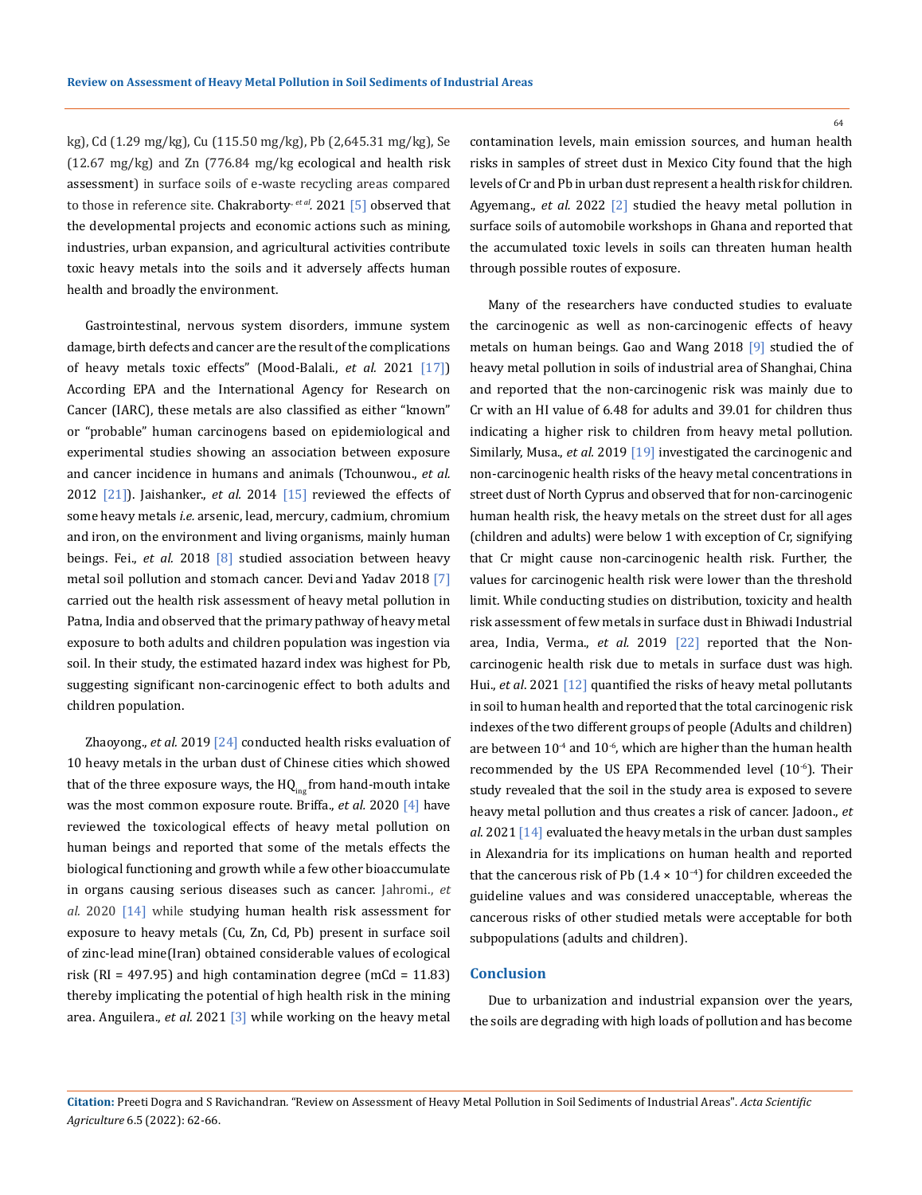kg), Cd (1.29 mg/kg), Cu (115.50 mg/kg), Pb (2,645.31 mg/kg), Se (12.67 mg/kg) and Zn (776.84 mg/kg ecological and health risk assessment) in surface soils of e-waste recycling areas compared to those in reference site. Chakraborty., *et al.* 2021 [5] observed that the developmental projects and economic actions such as mining, industries, urban expansion, and agricultural activities contribute toxic heavy metals into the soils and it adversely affects human health and broadly the environment.

Gastrointestinal, nervous system disorders, immune system damage, birth defects and cancer are the result of the complications of heavy metals toxic effects" (Mood-Balali., *et al.* 2021 [17]) According EPA and the International Agency for Research on Cancer (IARC), these metals are also classified as either "known" or "probable" human carcinogens based on epidemiological and experimental studies showing an association between exposure and cancer incidence in humans and animals (Tchounwou., *et al.* 2012 [21]). Jaishanker., *et al.* 2014 [15] reviewed the effects of some heavy metals *i.e.* arsenic, lead, mercury, cadmium, chromium and iron, on the environment and living organisms, mainly human beings. Fei., *et al.* 2018 [8] studied association between heavy metal soil pollution and stomach cancer. Devi and Yadav 2018 [7] carried out the health risk assessment of heavy metal pollution in Patna, India and observed that the primary pathway of heavy metal exposure to both adults and children population was ingestion via soil. In their study, the estimated hazard index was highest for Pb, suggesting significant non-carcinogenic effect to both adults and children population.

Zhaoyong., *et al.* 2019 [24] conducted health risks evaluation of 10 heavy metals in the urban dust of Chinese cities which showed that of the three exposure ways, the $HQ_{ing}$ from hand-mouth intake was the most common exposure route. Briffa., *et al.* 2020 [4] have reviewed the toxicological effects of heavy metal pollution on human beings and reported that some of the metals effects the biological functioning and growth while a few other bioaccumulate in organs causing serious diseases such as cancer. Jahromi., *et al.* 2020 [14] while studying human health risk assessment for exposure to heavy metals (Cu, Zn, Cd, Pb) present in surface soil of zinc-lead mine(Iran) obtained considerable values of ecological risk (RI = 497.95) and high contamination degree (mCd = 11.83) thereby implicating the potential of high health risk in the mining area. Anguilera., *et al.* 2021 [3] while working on the heavy metal contamination levels, main emission sources, and human health risks in samples of street dust in Mexico City found that the high levels of Cr and Pb in urban dust represent a health risk for children. Agyemang., *et al.* 2022 [2] studied the heavy metal pollution in surface soils of automobile workshops in Ghana and reported that the accumulated toxic levels in soils can threaten human health through possible routes of exposure.

Many of the researchers have conducted studies to evaluate the carcinogenic as well as non-carcinogenic effects of heavy metals on human beings. Gao and Wang 2018 [9] studied the of heavy metal pollution in soils of industrial area of Shanghai, China and reported that the non-carcinogenic risk was mainly due to Cr with an HI value of 6.48 for adults and 39.01 for children thus indicating a higher risk to children from heavy metal pollution. Similarly, Musa., *et al.* 2019 [19] investigated the carcinogenic and non-carcinogenic health risks of the heavy metal concentrations in street dust of North Cyprus and observed that for non-carcinogenic human health risk, the heavy metals on the street dust for all ages (children and adults) were below 1 with exception of Cr, signifying that Cr might cause non-carcinogenic health risk. Further, the values for carcinogenic health risk were lower than the threshold limit. While conducting studies on distribution, toxicity and health risk assessment of few metals in surface dust in Bhiwadi Industrial area, India, Verma., *et al.* 2019 [22] reported that the Non-carcinogenic health risk due to metals in surface dust was high. Hui., *et al.* 2021 [12] quantified the risks of heavy metal pollutants in soil to human health and reported that the total carcinogenic risk indexes of the two different groups of people (Adults and children) are between $10^{-4}$ and $10^{-6}$, which are higher than the human health recommended by the US EPA Recommended level ($10^{-6}$). Their study revealed that the soil in the study area is exposed to severe heavy metal pollution and thus creates a risk of cancer. Jadoon., *et al.* 2021 [14] evaluated the heavy metals in the urban dust samples in Alexandria for its implications on human health and reported that the cancerous risk of Pb ($1.4 \times 10^{-4}$) for children exceeded the guideline values and was considered unacceptable, whereas the cancerous risks of other studied metals were acceptable for both subpopulations (adults and children).

## Conclusion

Due to urbanization and industrial expansion over the years, the soils are degrading with high loads of pollution and has become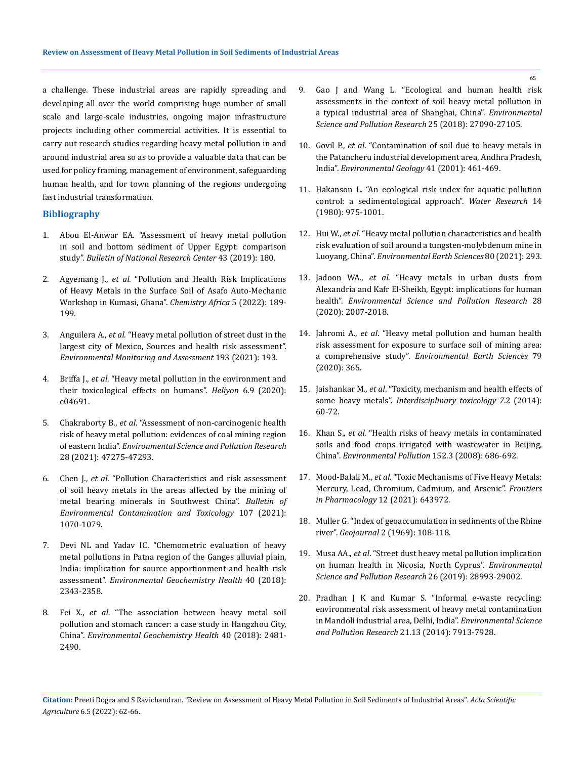a challenge. These industrial areas are rapidly spreading and developing all over the world comprising huge number of small scale and large-scale industries, ongoing major infrastructure projects including other commercial activities. It is essential to carry out research studies regarding heavy metal pollution in and around industrial area so as to provide a valuable data that can be used for policy framing, management of environment, safeguarding human health, and for town planning of the regions undergoing fast industrial transformation.

## Bibliography

1. Abou El-Anwar EA. "Assessment of heavy metal pollution in soil and bottom sediment of Upper Egypt: comparison study". *Bulletin of National Research Center* 43 (2019): 180.
2. Agyemang J., *et al*. "Pollution and Health Risk Implications of Heavy Metals in the Surface Soil of Asafo Auto-Mechanic Workshop in Kumasi, Ghana". *Chemistry Africa* 5 (2022): 189-199.
3. Anguilera A., *et al*. "Heavy metal pollution of street dust in the largest city of Mexico, Sources and health risk assessment". *Environmental Monitoring and Assessment* 193 (2021): 193.
4. Briffa J., *et al*. "Heavy metal pollution in the environment and their toxicological effects on humans". *Heliyon* 6.9 (2020): e04691.
5. Chakraborty B., *et al*. "Assessment of non-carcinogenic health risk of heavy metal pollution: evidences of coal mining region of eastern India". *Environmental Science and Pollution Research* 28 (2021): 47275-47293.
6. Chen J., *et al*. "Pollution Characteristics and risk assessment of soil heavy metals in the areas affected by the mining of metal bearing minerals in Southwest China". *Bulletin of Environmental Contamination and Toxicology* 107 (2021): 1070-1079.
7. Devi NL and Yadav IC. "Chemometric evaluation of heavy metal pollutions in Patna region of the Ganges alluvial plain, India: implication for source apportionment and health risk assessment". *Environmental Geochemistry Health* 40 (2018): 2343-2358.
8. Fei X., *et al*. "The association between heavy metal soil pollution and stomach cancer: a case study in Hangzhou City, China". *Environmental Geochemistry Health* 40 (2018): 2481-2490.
9. Gao J and Wang L. "Ecological and human health risk assessments in the context of soil heavy metal pollution in a typical industrial area of Shanghai, China". *Environmental Science and Pollution Research* 25 (2018): 27090-27105.
10. Govil P., *et al*. "Contamination of soil due to heavy metals in the Patancheru industrial development area, Andhra Pradesh, India". *Environmental Geology* 41 (2001): 461-469.
11. Hakanson L. "An ecological risk index for aquatic pollution control: a sedimentological approach". *Water Research* 14 (1980): 975-1001.
12. Hui W., *et al*. "Heavy metal pollution characteristics and health risk evaluation of soil around a tungsten-molybdenum mine in Luoyang, China". *Environmental Earth Sciences* 80 (2021): 293.
13. Jadoon WA., *et al*. "Heavy metals in urban dusts from Alexandria and Kafr El-Sheikh, Egypt: implications for human health". *Environmental Science and Pollution Research* 28 (2020): 2007-2018.
14. Jahromi A., *et al*. "Heavy metal pollution and human health risk assessment for exposure to surface soil of mining area: a comprehensive study". *Environmental Earth Sciences* 79 (2020): 365.
15. Jaishankar M., *et al*. "Toxicity, mechanism and health effects of some heavy metals". *Interdisciplinary toxicology* 7.2 (2014): 60-72.
16. Khan S., *et al*. "Health risks of heavy metals in contaminated soils and food crops irrigated with wastewater in Beijing, China". *Environmental Pollution* 152.3 (2008): 686-692.
17. Mood-Balali M., *et al*. "Toxic Mechanisms of Five Heavy Metals: Mercury, Lead, Chromium, Cadmium, and Arsenic". *Frontiers in Pharmacology* 12 (2021): 643972.
18. Muller G. "Index of geoaccumulation in sediments of the Rhine river". *Geojournal* 2 (1969): 108-118.
19. Musa AA., *et al*. "Street dust heavy metal pollution implication on human health in Nicosia, North Cyprus". *Environmental Science and Pollution Research* 26 (2019): 28993-29002.
20. Pradhan J K and Kumar S. "Informal e-waste recycling: environmental risk assessment of heavy metal contamination in Mandoli industrial area, Delhi, India". *Environmental Science and Pollution Research* 21.13 (2014): 7913-7928.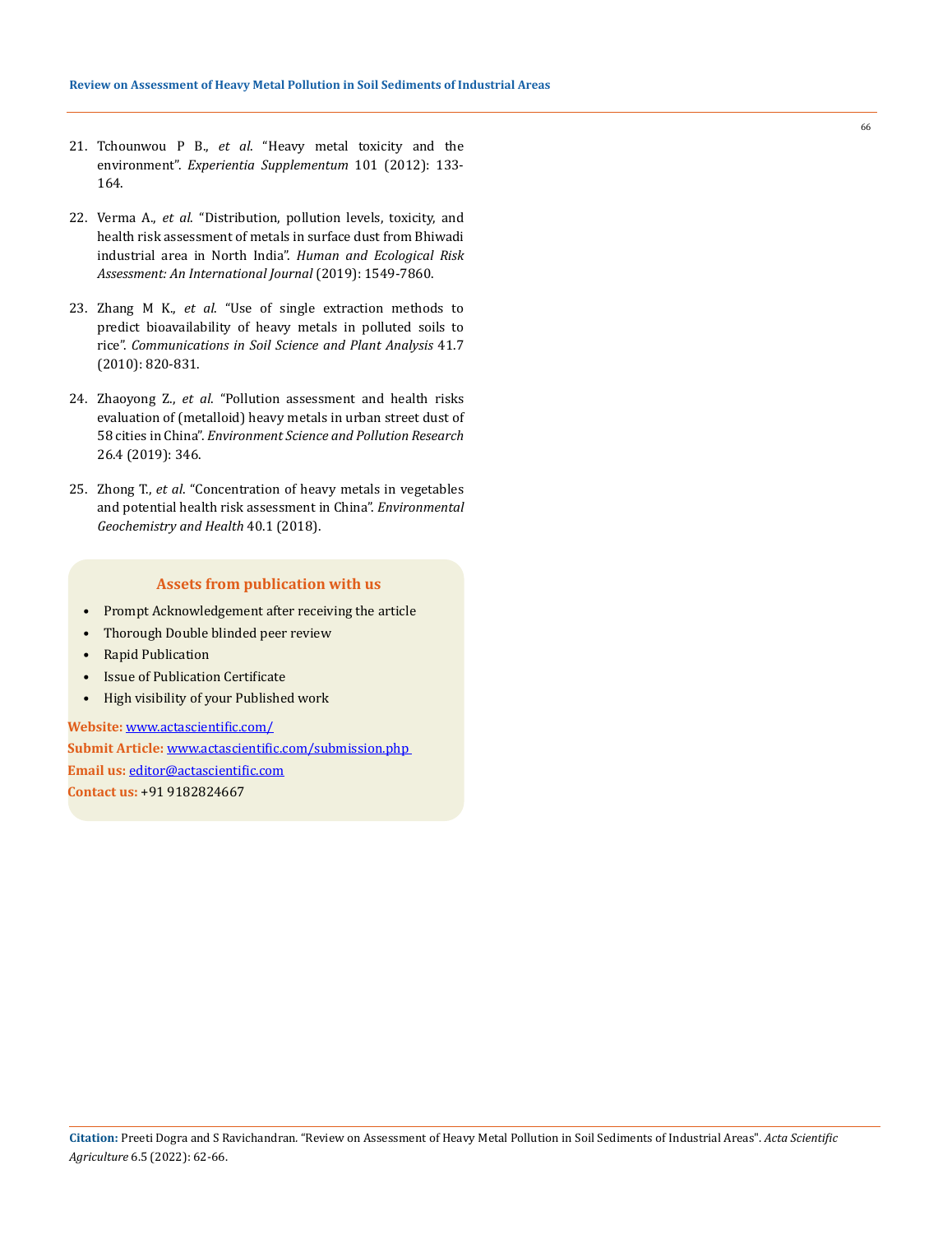21. Tchounwou P B., *et al*. "Heavy metal toxicity and the environment". *Experientia Supplementum* 101 (2012): 133-164.

22. Verma A., *et al*. "Distribution, pollution levels, toxicity, and health risk assessment of metals in surface dust from Bhiwadi industrial area in North India". *Human and Ecological Risk Assessment: An International Journal* (2019): 1549-7860.

23. Zhang M K., *et al*. "Use of single extraction methods to predict bioavailability of heavy metals in polluted soils to rice". *Communications in Soil Science and Plant Analysis* 41.7 (2010): 820-831.

24. Zhaoyong Z., *et al*. "Pollution assessment and health risks evaluation of (metalloid) heavy metals in urban street dust of 58 cities in China". *Environment Science and Pollution Research* 26.4 (2019): 346.

25. Zhong T., *et al*. "Concentration of heavy metals in vegetables and potential health risk assessment in China". *Environmental Geochemistry and Health* 40.1 (2018).

**Assets from publication with us**

- Prompt Acknowledgement after receiving the article
- Thorough Double blinded peer review
- Rapid Publication
- Issue of Publication Certificate
- High visibility of your Published work

**Website:** www.actascientific.com/
**Submit Article:** www.actascientific.com/submission.php
**Email us:** editor@actascientific.com
**Contact us:** +91 9182824667